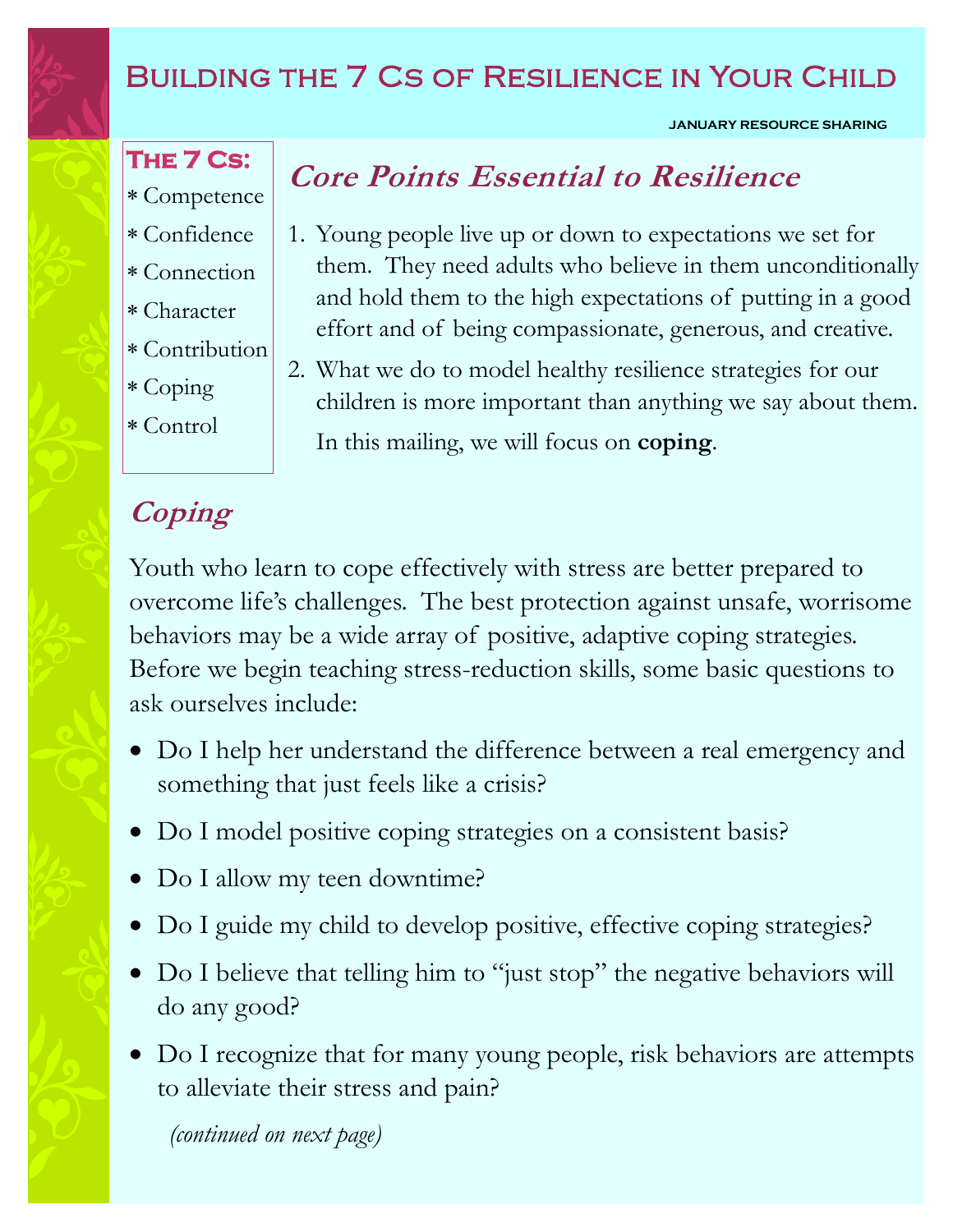# Building the 7 Cs of Resilience in Your Child

JANUARY RESOURCE SHARING

**The 7 Cs:**

* Competence
* Confidence
* Connection
* Character
* Contribution
* Coping
* Control

## *Core Points Essential to Resilience*

1. Young people live up or down to expectations we set for them. They need adults who believe in them unconditionally and hold them to the high expectations of putting in a good effort and of being compassionate, generous, and creative.
2. What we do to model healthy resilience strategies for our children is more important than anything we say about them.

In this mailing, we will focus on **coping**.

## *Coping*

Youth who learn to cope effectively with stress are better prepared to overcome life's challenges. The best protection against unsafe, worrisome behaviors may be a wide array of positive, adaptive coping strategies. Before we begin teaching stress-reduction skills, some basic questions to ask ourselves include:

- Do I help her understand the difference between a real emergency and something that just feels like a crisis?
- Do I model positive coping strategies on a consistent basis?
- Do I allow my teen downtime?
- Do I guide my child to develop positive, effective coping strategies?
- Do I believe that telling him to "just stop" the negative behaviors will do any good?
- Do I recognize that for many young people, risk behaviors are attempts to alleviate their stress and pain?

*(continued on next page)*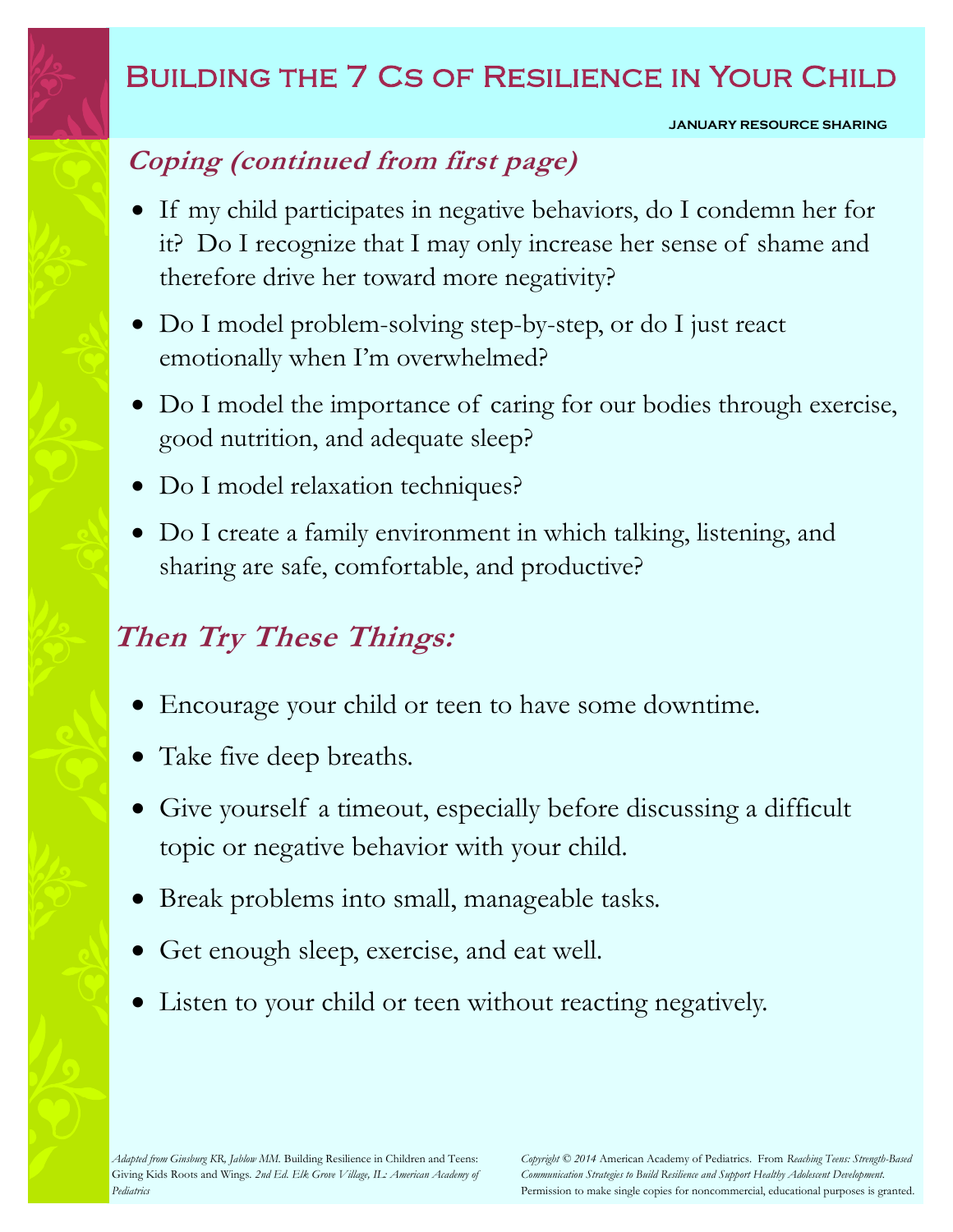# Building the 7 Cs of Resilience in Your Child

JANUARY RESOURCE SHARING

## *Coping (continued from first page)*

- If my child participates in negative behaviors, do I condemn her for it? Do I recognize that I may only increase her sense of shame and therefore drive her toward more negativity?
- Do I model problem-solving step-by-step, or do I just react emotionally when I'm overwhelmed?
- Do I model the importance of caring for our bodies through exercise, good nutrition, and adequate sleep?
- Do I model relaxation techniques?
- Do I create a family environment in which talking, listening, and sharing are safe, comfortable, and productive?

## *Then Try These Things:*

- Encourage your child or teen to have some downtime.
- Take five deep breaths.
- Give yourself a timeout, especially before discussing a difficult topic or negative behavior with your child.
- Break problems into small, manageable tasks.
- Get enough sleep, exercise, and eat well.
- Listen to your child or teen without reacting negatively.

*Adapted from Ginsburg KR, Jablow MM.* Building Resilience in Children and Teens: Giving Kids Roots and Wings. *2nd Ed. Elk Grove Village, IL: American Academy of Pediatrics*

*Copyright © 2014* American Academy of Pediatrics. From *Reaching Teens: Strength-Based Communication Strategies to Build Resilience and Support Healthy Adolescent Development.* Permission to make single copies for noncommercial, educational purposes is granted.